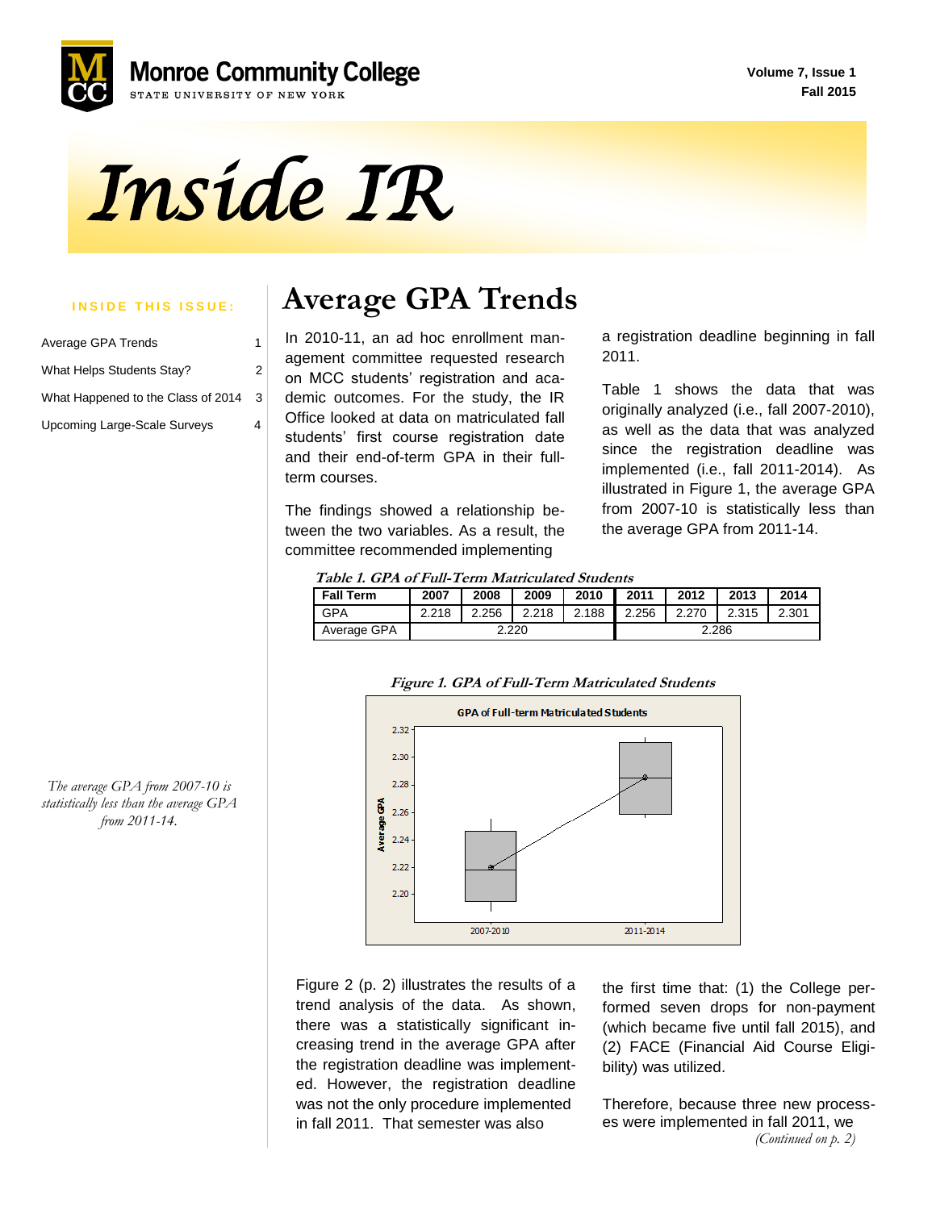# Monroe Community College

STATE UNIVERSITY OF NEW YORK

Volume 7, Issue 1
Fall 2015

# *Inside IR*

**INSIDE THIS ISSUE:**

| | |
|---|---|
| Average GPA Trends | 1 |
| What Helps Students Stay? | 2 |
| What Happened to the Class of 2014 | 3 |
| Upcoming Large-Scale Surveys | 4 |

*The average GPA from 2007-10 is statistically less than the average GPA from 2011-14.*

## Average GPA Trends

In 2010-11, an ad hoc enrollment management committee requested research on MCC students' registration and academic outcomes. For the study, the IR Office looked at data on matriculated fall students' first course registration date and their end-of-term GPA in their full-term courses.

The findings showed a relationship between the two variables. As a result, the committee recommended implementing a registration deadline beginning in fall 2011.

Table 1 shows the data that was originally analyzed (i.e., fall 2007-2010), as well as the data that was analyzed since the registration deadline was implemented (i.e., fall 2011-2014). As illustrated in Figure 1, the average GPA from 2007-10 is statistically less than the average GPA from 2011-14.

***Table 1. GPA of Full-Term Matriculated Students***

| Fall Term | 2007 | 2008 | 2009 | 2010 | 2011 | 2012 | 2013 | 2014 |
|---|---|---|---|---|---|---|---|---|
| GPA | 2.218 | 2.256 | 2.218 | 2.188 | 2.256 | 2.270 | 2.315 | 2.301 |
| Average GPA | 2.220 | | | | 2.286 | | | |

***Figure 1. GPA of Full-Term Matriculated Students***

Figure 2 (p. 2) illustrates the results of a trend analysis of the data. As shown, there was a statistically significant increasing trend in the average GPA after the registration deadline was implemented. However, the registration deadline was not the only procedure implemented in fall 2011. That semester was also the first time that: (1) the College performed seven drops for non-payment (which became five until fall 2015), and (2) FACE (Financial Aid Course Eligibility) was utilized.

Therefore, because three new processes were implemented in fall 2011, we

*(Continued on p. 2)*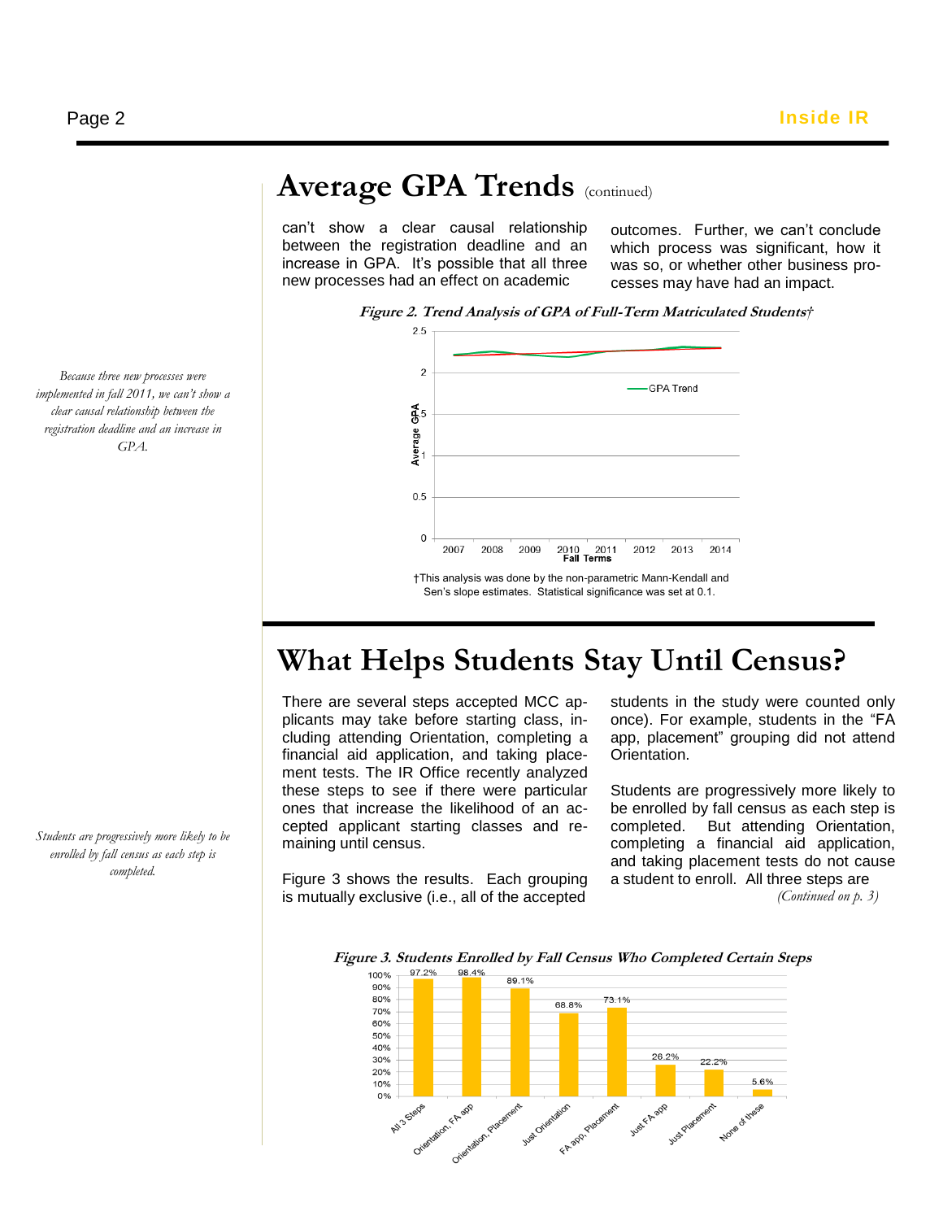## Average GPA Trends (continued)

can't show a clear causal relationship between the registration deadline and an increase in GPA. It's possible that all three new processes had an effect on academic outcomes. Further, we can't conclude which process was significant, how it was so, or whether other business processes may have had an impact.

*Because three new processes were implemented in fall 2011, we can't show a clear causal relationship between the registration deadline and an increase in GPA.*

***Figure 2. Trend Analysis of GPA of Full-Term Matriculated Students†***

†This analysis was done by the non-parametric Mann-Kendall and Sen's slope estimates. Statistical significance was set at 0.1.

## What Helps Students Stay Until Census?

There are several steps accepted MCC applicants may take before starting class, including attending Orientation, completing a financial aid application, and taking placement tests. The IR Office recently analyzed these steps to see if there were particular ones that increase the likelihood of an accepted applicant starting classes and remaining until census.

Figure 3 shows the results. Each grouping is mutually exclusive (i.e., all of the accepted students in the study were counted only once). For example, students in the "FA app, placement" grouping did not attend Orientation.

*Students are progressively more likely to be enrolled by fall census as each step is completed.*

Students are progressively more likely to be enrolled by fall census as each step is completed. But attending Orientation, completing a financial aid application, and taking placement tests do not cause a student to enroll. All three steps are

*(Continued on p. 3)*

***Figure 3. Students Enrolled by Fall Census Who Completed Certain Steps***

| Group | Enrolled by Fall Census |
|---|---|
| All 3 Steps | 97.2% |
| Orientation, FA app | 98.4% |
| Orientation, Placement | 89.1% |
| Just Orientation | 68.8% |
| FA app, Placement | 73.1% |
| Just FA app | 26.2% |
| Just Placement | 22.2% |
| None of these | 5.6% |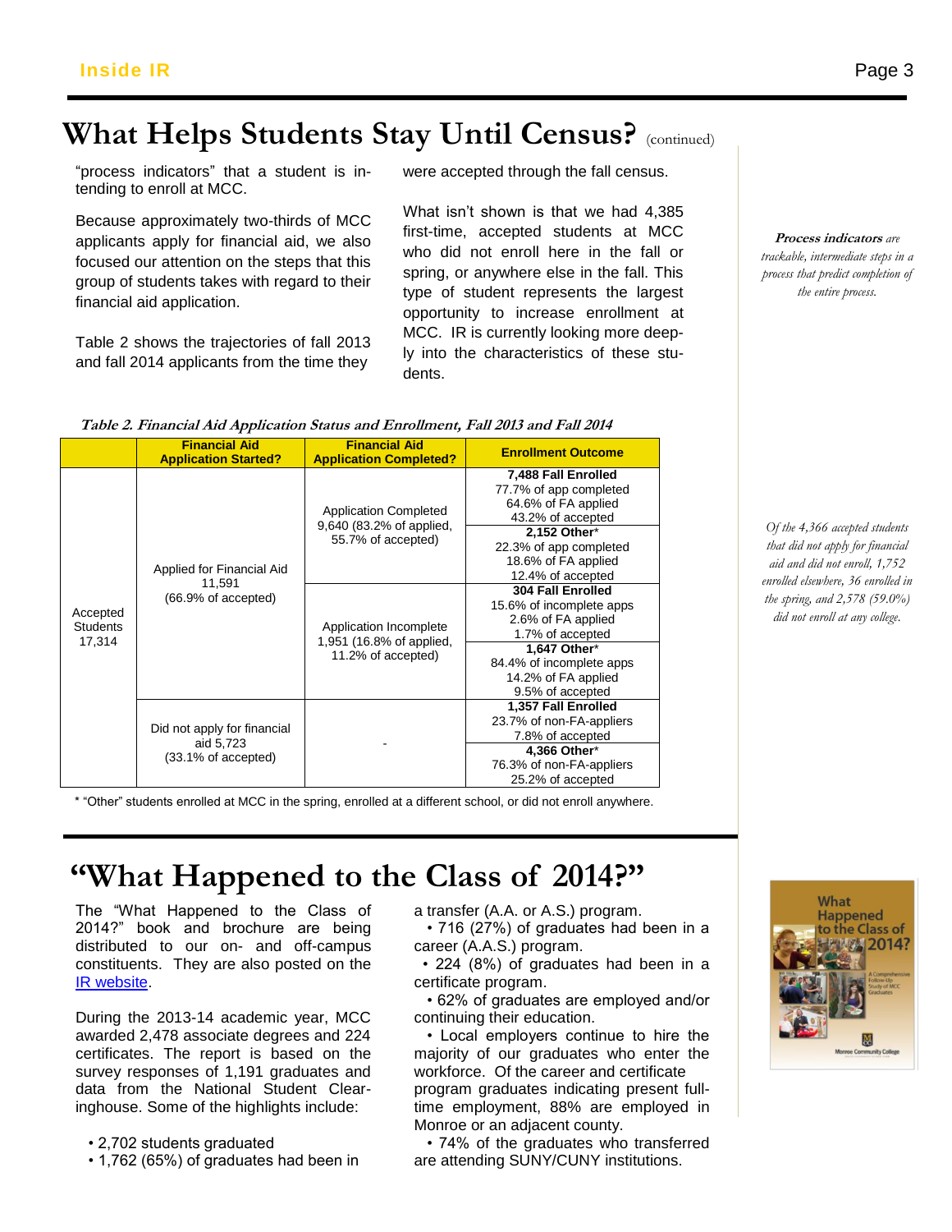# What Helps Students Stay Until Census? (continued)

"process indicators" that a student is intending to enroll at MCC.

Because approximately two-thirds of MCC applicants apply for financial aid, we also focused our attention on the steps that this group of students takes with regard to their financial aid application.

Table 2 shows the trajectories of fall 2013 and fall 2014 applicants from the time they were accepted through the fall census.

What isn't shown is that we had 4,385 first-time, accepted students at MCC who did not enroll here in the fall or spring, or anywhere else in the fall. This type of student represents the largest opportunity to increase enrollment at MCC. IR is currently looking more deeply into the characteristics of these students.

***Process indicators** are trackable, intermediate steps in a process that predict completion of the entire process.*

***Table 2. Financial Aid Application Status and Enrollment, Fall 2013 and Fall 2014***

| | Financial Aid Application Started? | Financial Aid Application Completed? | Enrollment Outcome |
|---|---|---|---|
| Accepted Students 17,314 | Applied for Financial Aid 11,591 (66.9% of accepted) | Application Completed 9,640 (83.2% of applied, 55.7% of accepted) | **7,488 Fall Enrolled** 77.7% of app completed 64.6% of FA applied 43.2% of accepted |
| | | | **2,152 Other*** 22.3% of app completed 18.6% of FA applied 12.4% of accepted |
| | | Application Incomplete 1,951 (16.8% of applied, 11.2% of accepted) | **304 Fall Enrolled** 15.6% of incomplete apps 2.6% of FA applied 1.7% of accepted |
| | | | **1,647 Other*** 84.4% of incomplete apps 14.2% of FA applied 9.5% of accepted |
| | Did not apply for financial aid 5,723 (33.1% of accepted) | - | **1,357 Fall Enrolled** 23.7% of non-FA-appliers 7.8% of accepted |
| | | | **4,366 Other*** 76.3% of non-FA-appliers 25.2% of accepted |

\* "Other" students enrolled at MCC in the spring, enrolled at a different school, or did not enroll anywhere.

*Of the 4,366 accepted students that did not apply for financial aid and did not enroll, 1,752 enrolled elsewhere, 36 enrolled in the spring, and 2,578 (59.0%) did not enroll at any college.*

# "What Happened to the Class of 2014?"

The "What Happened to the Class of 2014?" book and brochure are being distributed to our on- and off-campus constituents. They are also posted on the [IR website](#).

During the 2013-14 academic year, MCC awarded 2,478 associate degrees and 224 certificates. The report is based on the survey responses of 1,191 graduates and data from the National Student Clearinghouse. Some of the highlights include:

- 2,702 students graduated
- 1,762 (65%) of graduates had been in a transfer (A.A. or A.S.) program.
- 716 (27%) of graduates had been in a career (A.A.S.) program.
- 224 (8%) of graduates had been in a certificate program.
- 62% of graduates are employed and/or continuing their education.
- Local employers continue to hire the majority of our graduates who enter the workforce. Of the career and certificate program graduates indicating present full-time employment, 88% are employed in Monroe or an adjacent county.
- 74% of the graduates who transferred are attending SUNY/CUNY institutions.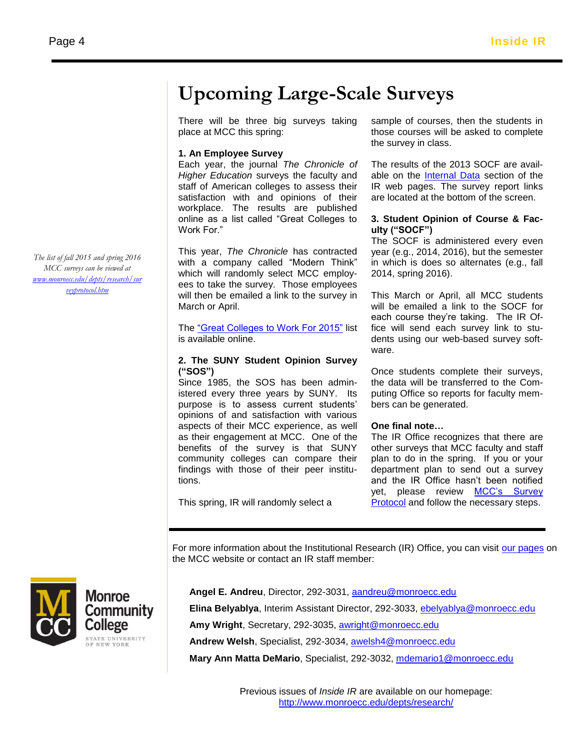# Upcoming Large-Scale Surveys

There will be three big surveys taking place at MCC this spring:

**1. An Employee Survey**

Each year, the journal *The Chronicle of Higher Education* surveys the faculty and staff of American colleges to assess their satisfaction with and opinions of their workplace. The results are published online as a list called "Great Colleges to Work For."

This year, *The Chronicle* has contracted with a company called "Modern Think" which will randomly select MCC employees to take the survey. Those employees will then be emailed a link to the survey in March or April.

The "Great Colleges to Work For 2015" list is available online.

**2. The SUNY Student Opinion Survey ("SOS")**

Since 1985, the SOS has been administered every three years by SUNY. Its purpose is to assess current students' opinions of and satisfaction with various aspects of their MCC experience, as well as their engagement at MCC. One of the benefits of the survey is that SUNY community colleges can compare their findings with those of their peer institutions.

This spring, IR will randomly select a sample of courses, then the students in those courses will be asked to complete the survey in class.

The results of the 2013 SOCF are available on the Internal Data section of the IR web pages. The survey report links are located at the bottom of the screen.

**3. Student Opinion of Course & Faculty ("SOCF")**

The SOCF is administered every even year (e.g., 2014, 2016), but the semester in which is does so alternates (e.g., fall 2014, spring 2016).

This March or April, all MCC students will be emailed a link to the SOCF for each course they're taking. The IR Office will send each survey link to students using our web-based survey software.

Once students complete their surveys, the data will be transferred to the Computing Office so reports for faculty members can be generated.

**One final note…**

The IR Office recognizes that there are other surveys that MCC faculty and staff plan to do in the spring. If you or your department plan to send out a survey and the IR Office hasn't been notified yet, please review MCC's Survey Protocol and follow the necessary steps.

*The list of fall 2015 and spring 2016 MCC surveys can be viewed at www.monroecc.edu/depts/research/surveyprotocol.htm*

For more information about the Institutional Research (IR) Office, you can visit our pages on the MCC website or contact an IR staff member:

**Angel E. Andreu**, Director, 292-3031, aandreu@monroecc.edu

**Elina Belyablya**, Interim Assistant Director, 292-3033, ebelyablya@monroecc.edu

**Amy Wright**, Secretary, 292-3035, awright@monroecc.edu

**Andrew Welsh**, Specialist, 292-3034, awelsh4@monroecc.edu

**Mary Ann Matta DeMario**, Specialist, 292-3032, mdemario1@monroecc.edu

Monroe Community College
STATE UNIVERSITY OF NEW YORK

Previous issues of *Inside IR* are available on our homepage: http://www.monroecc.edu/depts/research/